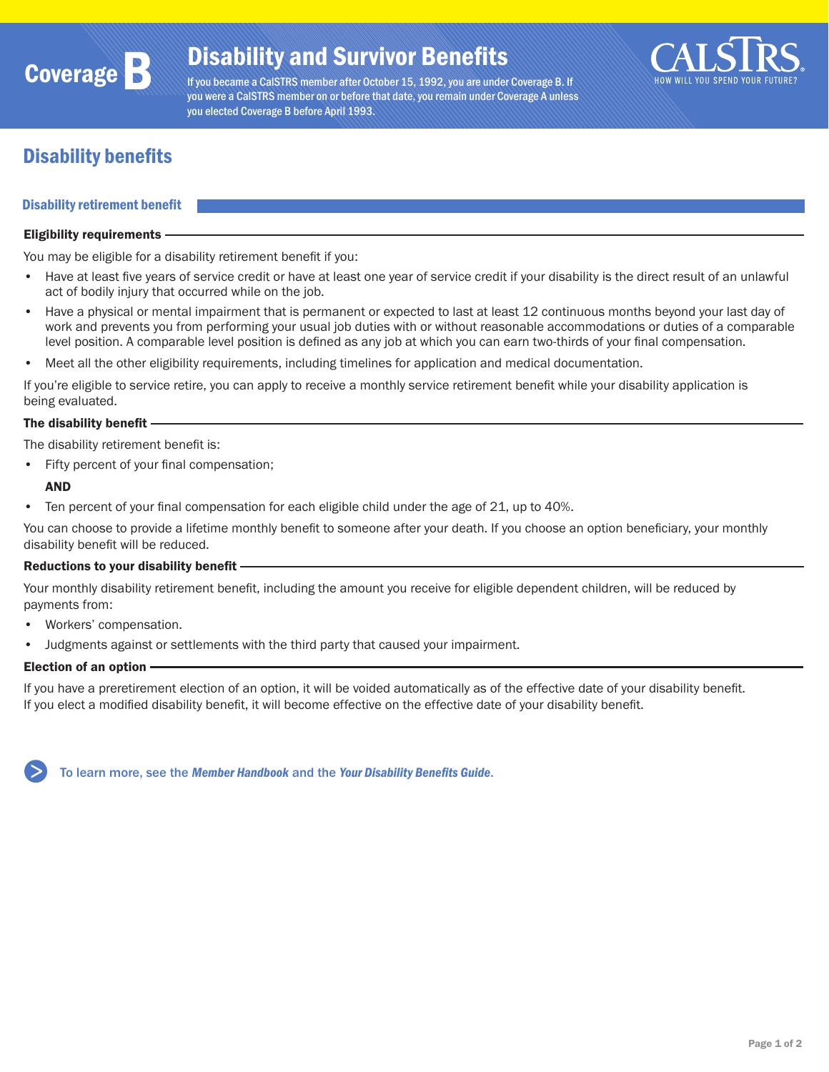# Coverage B — Disability and Survivor Benefits

If you became a CalSTRS member after October 15, 1992, you are under Coverage B. If you were a CalSTRS member on or before that date, you remain under Coverage A unless you elected Coverage B before April 1993.

CALSTRS — HOW WILL YOU SPEND YOUR FUTURE?

## Disability benefits

### Disability retirement benefit

#### Eligibility requirements

You may be eligible for a disability retirement benefit if you:

- Have at least five years of service credit or have at least one year of service credit if your disability is the direct result of an unlawful act of bodily injury that occurred while on the job.
- Have a physical or mental impairment that is permanent or expected to last at least 12 continuous months beyond your last day of work and prevents you from performing your usual job duties with or without reasonable accommodations or duties of a comparable level position. A comparable level position is defined as any job at which you can earn two-thirds of your final compensation.
- Meet all the other eligibility requirements, including timelines for application and medical documentation.

If you're eligible to service retire, you can apply to receive a monthly service retirement benefit while your disability application is being evaluated.

#### The disability benefit

The disability retirement benefit is:

- Fifty percent of your final compensation;

  **AND**

- Ten percent of your final compensation for each eligible child under the age of 21, up to 40%.

You can choose to provide a lifetime monthly benefit to someone after your death. If you choose an option beneficiary, your monthly disability benefit will be reduced.

#### Reductions to your disability benefit

Your monthly disability retirement benefit, including the amount you receive for eligible dependent children, will be reduced by payments from:

- Workers' compensation.
- Judgments against or settlements with the third party that caused your impairment.

#### Election of an option

If you have a preretirement election of an option, it will be voided automatically as of the effective date of your disability benefit. If you elect a modified disability benefit, it will become effective on the effective date of your disability benefit.

To learn more, see the ***Member Handbook*** and the ***Your Disability Benefits Guide***.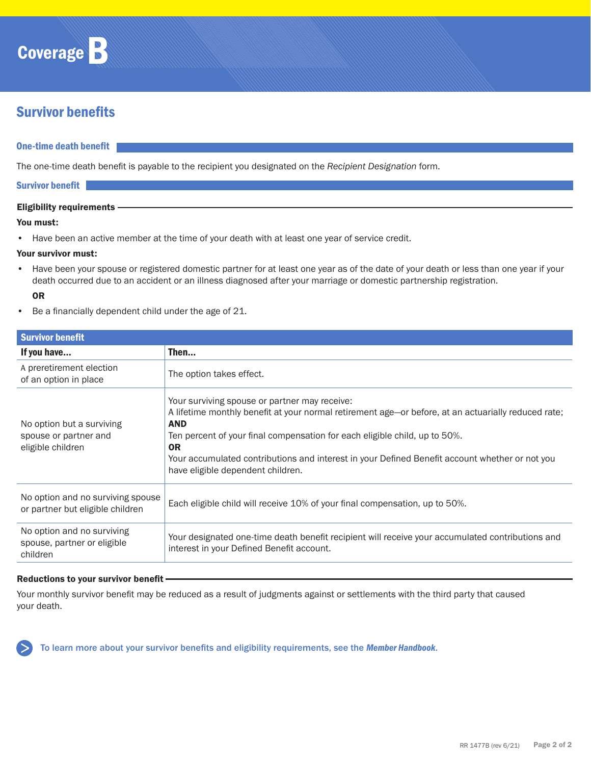# Coverage B

## Survivor benefits

### One-time death benefit

The one-time death benefit is payable to the recipient you designated on the *Recipient Designation* form.

### Survivor benefit

**Eligibility requirements**

**You must:**

- Have been an active member at the time of your death with at least one year of service credit.

**Your survivor must:**

- Have been your spouse or registered domestic partner for at least one year as of the date of your death or less than one year if your death occurred due to an accident or an illness diagnosed after your marriage or domestic partnership registration.

  **OR**

- Be a financially dependent child under the age of 21.

**Survivor benefit**

| If you have... | Then... |
|---|---|
| A preretirement election of an option in place | The option takes effect. |
| No option but a surviving spouse or partner and eligible children | Your surviving spouse or partner may receive:<br>A lifetime monthly benefit at your normal retirement age—or before, at an actuarially reduced rate;<br>**AND**<br>Ten percent of your final compensation for each eligible child, up to 50%.<br>**OR**<br>Your accumulated contributions and interest in your Defined Benefit account whether or not you have eligible dependent children. |
| No option and no surviving spouse or partner but eligible children | Each eligible child will receive 10% of your final compensation, up to 50%. |
| No option and no surviving spouse, partner or eligible children | Your designated one-time death benefit recipient will receive your accumulated contributions and interest in your Defined Benefit account. |

**Reductions to your survivor benefit**

Your monthly survivor benefit may be reduced as a result of judgments against or settlements with the third party that caused your death.

To learn more about your survivor benefits and eligibility requirements, see the ***Member Handbook***.

RR 1477B (rev 6/21)